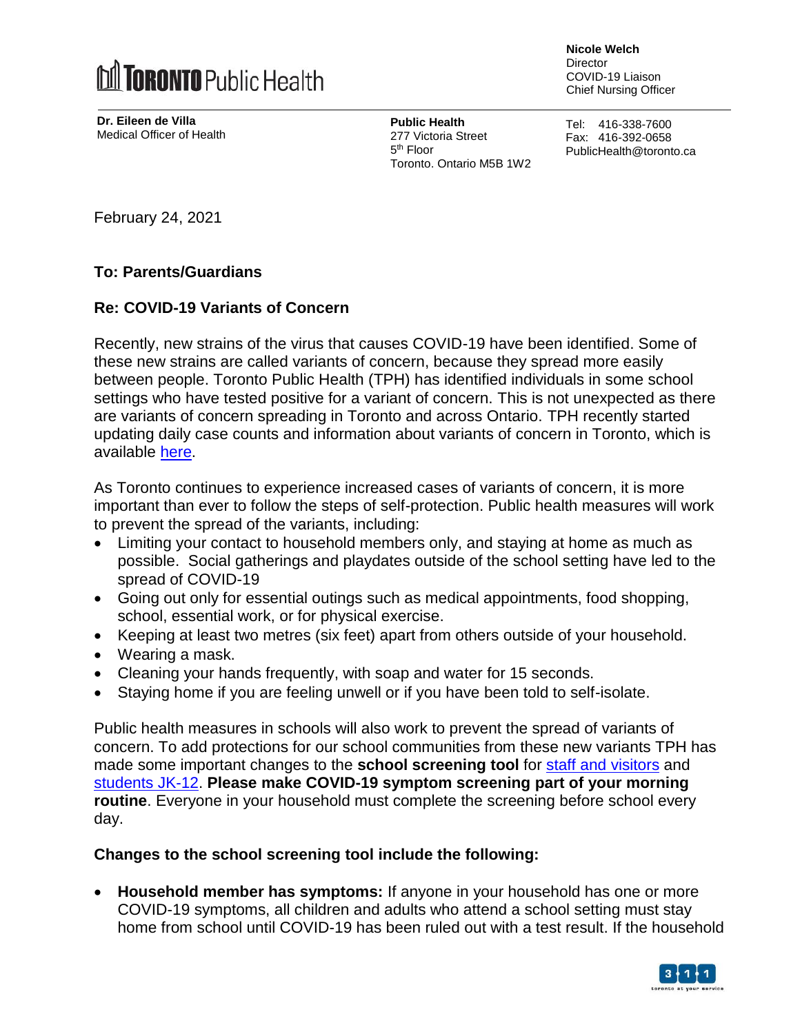**TORONTO Public Health**

**Dr. Eileen de Villa**
Medical Officer of Health

**Public Health**
277 Victoria Street
5th Floor
Toronto. Ontario M5B 1W2

**Nicole Welch**
Director
COVID-19 Liaison
Chief Nursing Officer

Tel: 416-338-7600
Fax: 416-392-0658
PublicHealth@toronto.ca

February 24, 2021

**To: Parents/Guardians**

**Re: COVID-19 Variants of Concern**

Recently, new strains of the virus that causes COVID-19 have been identified. Some of these new strains are called variants of concern, because they spread more easily between people. Toronto Public Health (TPH) has identified individuals in some school settings who have tested positive for a variant of concern. This is not unexpected as there are variants of concern spreading in Toronto and across Ontario. TPH recently started updating daily case counts and information about variants of concern in Toronto, which is available here.

As Toronto continues to experience increased cases of variants of concern, it is more important than ever to follow the steps of self-protection. Public health measures will work to prevent the spread of the variants, including:

- Limiting your contact to household members only, and staying at home as much as possible. Social gatherings and playdates outside of the school setting have led to the spread of COVID-19
- Going out only for essential outings such as medical appointments, food shopping, school, essential work, or for physical exercise.
- Keeping at least two metres (six feet) apart from others outside of your household.
- Wearing a mask.
- Cleaning your hands frequently, with soap and water for 15 seconds.
- Staying home if you are feeling unwell or if you have been told to self-isolate.

Public health measures in schools will also work to prevent the spread of variants of concern. To add protections for our school communities from these new variants TPH has made some important changes to the **school screening tool** for staff and visitors and students JK-12. **Please make COVID-19 symptom screening part of your morning routine**. Everyone in your household must complete the screening before school every day.

**Changes to the school screening tool include the following:**

- **Household member has symptoms:** If anyone in your household has one or more COVID-19 symptoms, all children and adults who attend a school setting must stay home from school until COVID-19 has been ruled out with a test result. If the household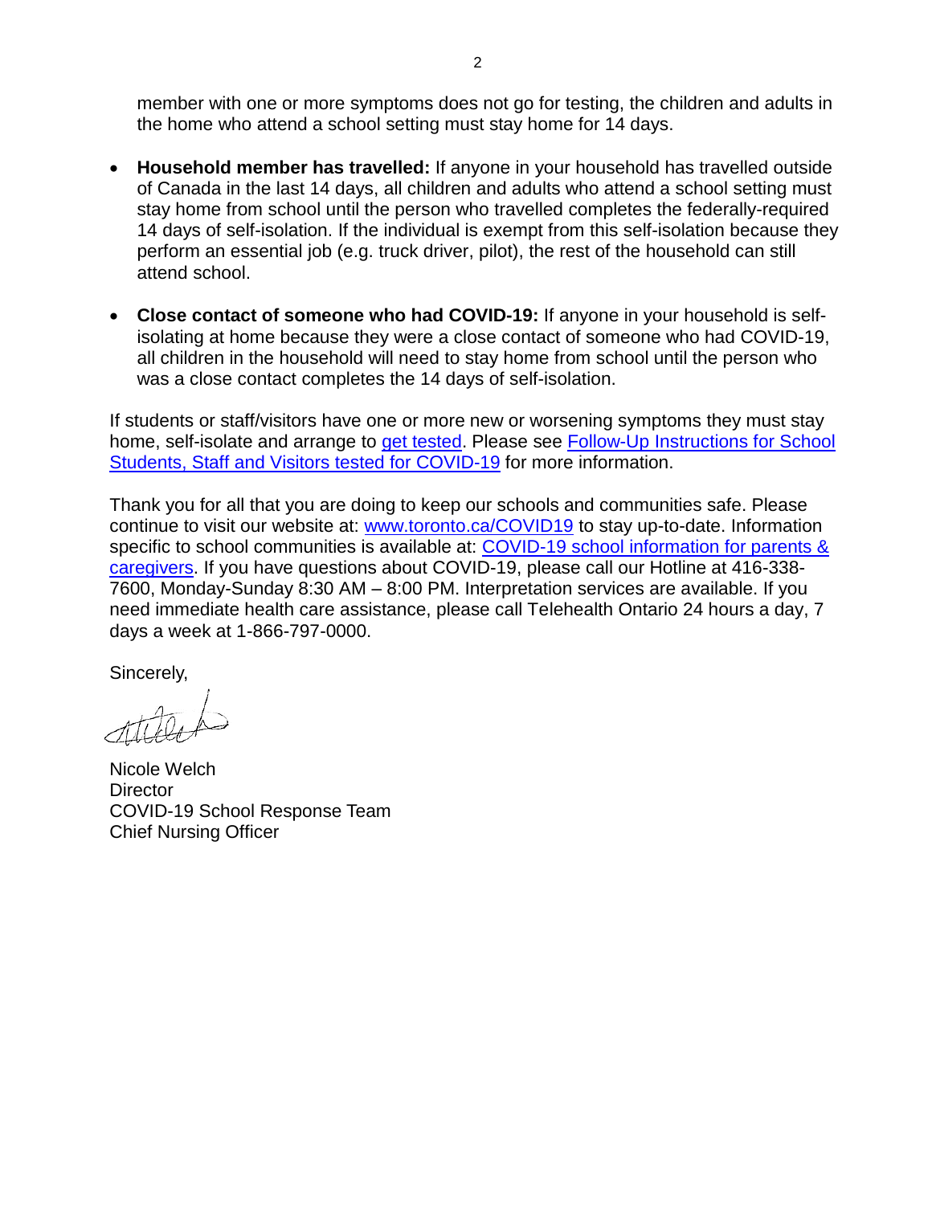member with one or more symptoms does not go for testing, the children and adults in the home who attend a school setting must stay home for 14 days.

- **Household member has travelled:** If anyone in your household has travelled outside of Canada in the last 14 days, all children and adults who attend a school setting must stay home from school until the person who travelled completes the federally-required 14 days of self-isolation. If the individual is exempt from this self-isolation because they perform an essential job (e.g. truck driver, pilot), the rest of the household can still attend school.

- **Close contact of someone who had COVID-19:** If anyone in your household is self-isolating at home because they were a close contact of someone who had COVID-19, all children in the household will need to stay home from school until the person who was a close contact completes the 14 days of self-isolation.

If students or staff/visitors have one or more new or worsening symptoms they must stay home, self-isolate and arrange to get tested. Please see Follow-Up Instructions for School Students, Staff and Visitors tested for COVID-19 for more information.

Thank you for all that you are doing to keep our schools and communities safe. Please continue to visit our website at: www.toronto.ca/COVID19 to stay up-to-date. Information specific to school communities is available at: COVID-19 school information for parents & caregivers. If you have questions about COVID-19, please call our Hotline at 416-338-7600, Monday-Sunday 8:30 AM – 8:00 PM. Interpretation services are available. If you need immediate health care assistance, please call Telehealth Ontario 24 hours a day, 7 days a week at 1-866-797-0000.

Sincerely,

Nicole Welch
Director
COVID-19 School Response Team
Chief Nursing Officer